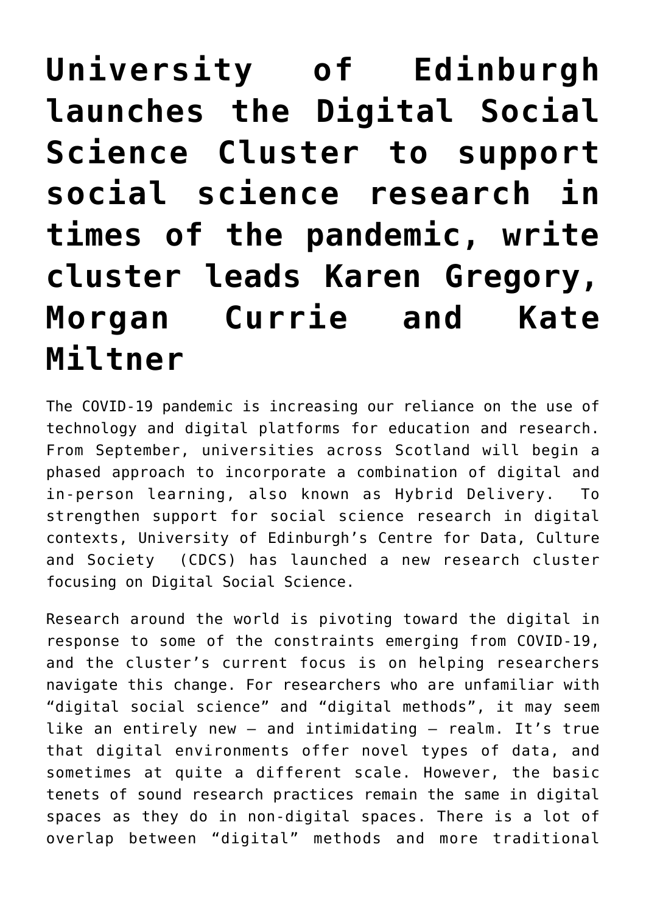# University of Edinburgh launches the Digital Social Science Cluster to support social science research in times of the pandemic, write cluster leads Karen Gregory, Morgan Currie and Kate Miltner

The COVID-19 pandemic is increasing our reliance on the use of technology and digital platforms for education and research. From September, universities across Scotland will begin a phased approach to incorporate a combination of digital and in-person learning, also known as Hybrid Delivery. To strengthen support for social science research in digital contexts, University of Edinburgh's Centre for Data, Culture and Society (CDCS) has launched a new research cluster focusing on Digital Social Science.

Research around the world is pivoting toward the digital in response to some of the constraints emerging from COVID-19, and the cluster's current focus is on helping researchers navigate this change. For researchers who are unfamiliar with "digital social science" and "digital methods", it may seem like an entirely new – and intimidating – realm. It's true that digital environments offer novel types of data, and sometimes at quite a different scale. However, the basic tenets of sound research practices remain the same in digital spaces as they do in non-digital spaces. There is a lot of overlap between "digital" methods and more traditional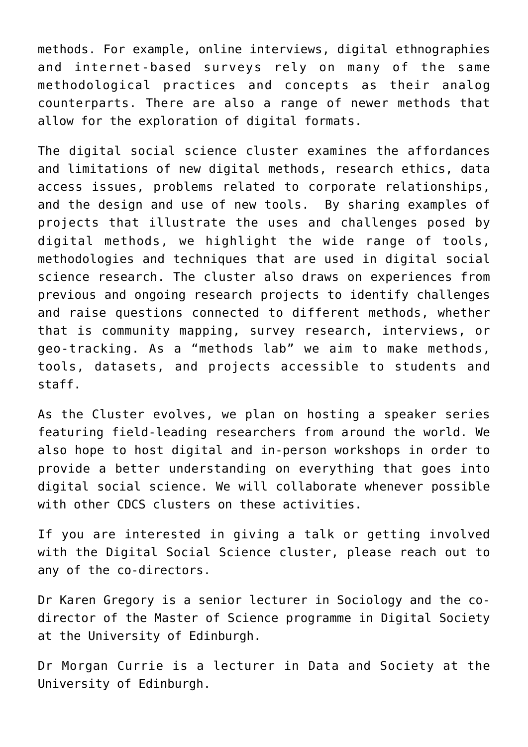methods. For example, online interviews, digital ethnographies and internet-based surveys rely on many of the same methodological practices and concepts as their analog counterparts. There are also a range of newer methods that allow for the exploration of digital formats.

The digital social science cluster examines the affordances and limitations of new digital methods, research ethics, data access issues, problems related to corporate relationships, and the design and use of new tools. By sharing examples of projects that illustrate the uses and challenges posed by digital methods, we highlight the wide range of tools, methodologies and techniques that are used in digital social science research. The cluster also draws on experiences from previous and ongoing research projects to identify challenges and raise questions connected to different methods, whether that is community mapping, survey research, interviews, or geo-tracking. As a "methods lab" we aim to make methods, tools, datasets, and projects accessible to students and staff.

As the Cluster evolves, we plan on hosting a speaker series featuring field-leading researchers from around the world. We also hope to host digital and in-person workshops in order to provide a better understanding on everything that goes into digital social science. We will collaborate whenever possible with other CDCS clusters on these activities.

If you are interested in giving a talk or getting involved with the Digital Social Science cluster, please reach out to any of the co-directors.

Dr Karen Gregory is a senior lecturer in Sociology and the co-director of the Master of Science programme in Digital Society at the University of Edinburgh.

Dr Morgan Currie is a lecturer in Data and Society at the University of Edinburgh.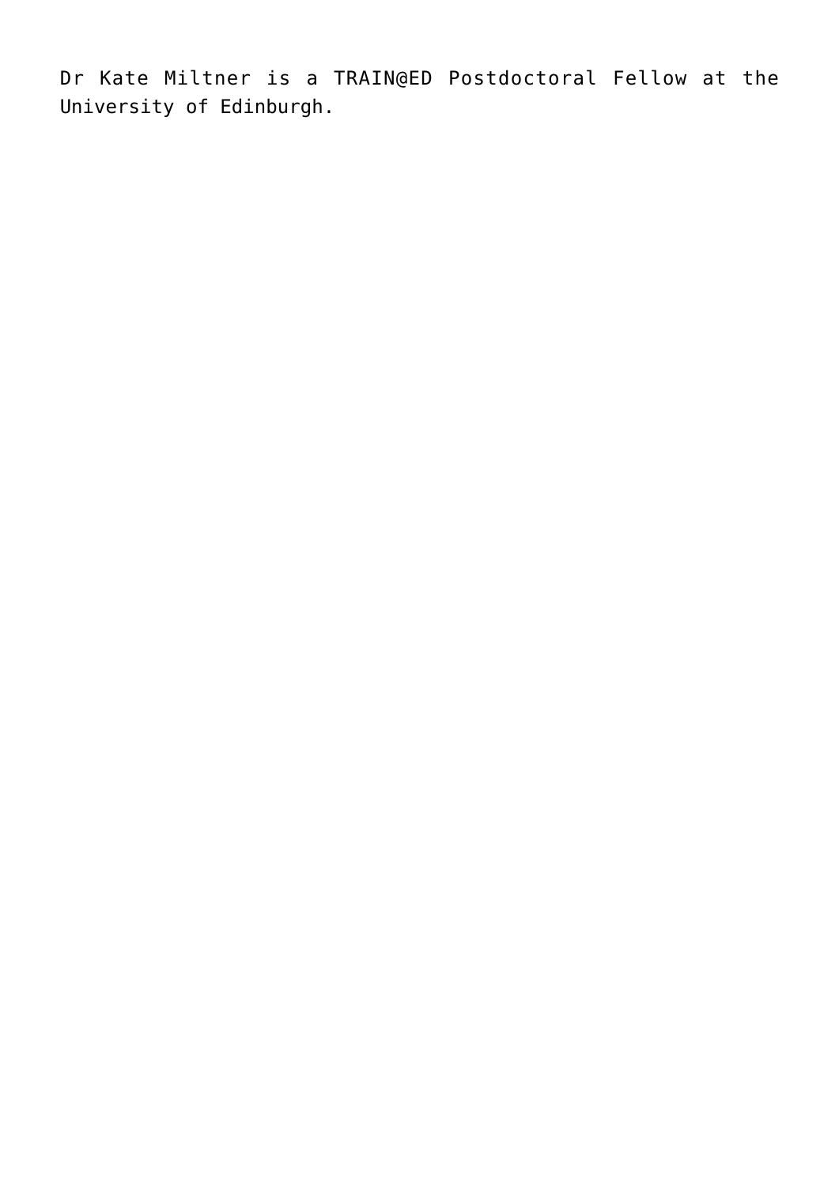Dr Kate Miltner is a TRAIN@ED Postdoctoral Fellow at the University of Edinburgh.